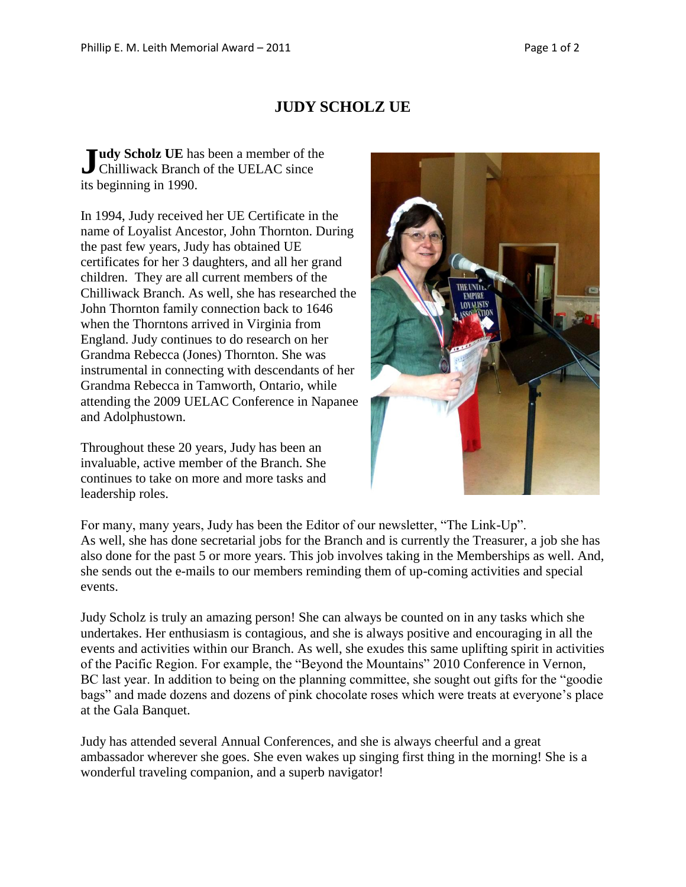# JUDY SCHOLZ UE

**Judy Scholz UE** has been a member of the Chilliwack Branch of the UELAC since its beginning in 1990.

In 1994, Judy received her UE Certificate in the name of Loyalist Ancestor, John Thornton. During the past few years, Judy has obtained UE certificates for her 3 daughters, and all her grand children. They are all current members of the Chilliwack Branch. As well, she has researched the John Thornton family connection back to 1646 when the Thorntons arrived in Virginia from England. Judy continues to do research on her Grandma Rebecca (Jones) Thornton. She was instrumental in connecting with descendants of her Grandma Rebecca in Tamworth, Ontario, while attending the 2009 UELAC Conference in Napanee and Adolphustown.

Throughout these 20 years, Judy has been an invaluable, active member of the Branch. She continues to take on more and more tasks and leadership roles.

For many, many years, Judy has been the Editor of our newsletter, "The Link-Up". As well, she has done secretarial jobs for the Branch and is currently the Treasurer, a job she has also done for the past 5 or more years. This job involves taking in the Memberships as well. And, she sends out the e-mails to our members reminding them of up-coming activities and special events.

Judy Scholz is truly an amazing person! She can always be counted on in any tasks which she undertakes. Her enthusiasm is contagious, and she is always positive and encouraging in all the events and activities within our Branch. As well, she exudes this same uplifting spirit in activities of the Pacific Region. For example, the "Beyond the Mountains" 2010 Conference in Vernon, BC last year. In addition to being on the planning committee, she sought out gifts for the "goodie bags" and made dozens and dozens of pink chocolate roses which were treats at everyone's place at the Gala Banquet.

Judy has attended several Annual Conferences, and she is always cheerful and a great ambassador wherever she goes. She even wakes up singing first thing in the morning! She is a wonderful traveling companion, and a superb navigator!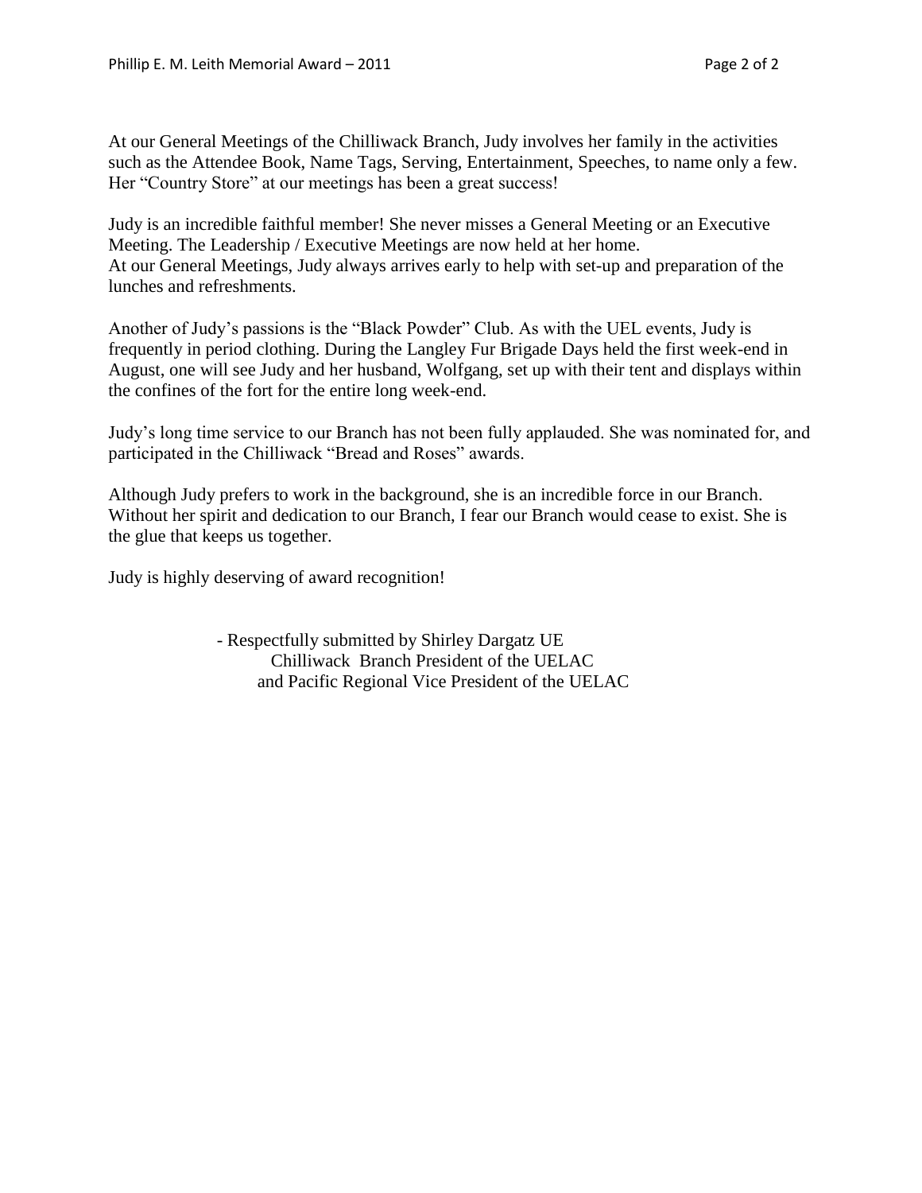At our General Meetings of the Chilliwack Branch, Judy involves her family in the activities such as the Attendee Book, Name Tags, Serving, Entertainment, Speeches, to name only a few. Her "Country Store" at our meetings has been a great success!

Judy is an incredible faithful member! She never misses a General Meeting or an Executive Meeting. The Leadership / Executive Meetings are now held at her home.
At our General Meetings, Judy always arrives early to help with set-up and preparation of the lunches and refreshments.

Another of Judy's passions is the "Black Powder" Club. As with the UEL events, Judy is frequently in period clothing. During the Langley Fur Brigade Days held the first week-end in August, one will see Judy and her husband, Wolfgang, set up with their tent and displays within the confines of the fort for the entire long week-end.

Judy's long time service to our Branch has not been fully applauded. She was nominated for, and participated in the Chilliwack "Bread and Roses" awards.

Although Judy prefers to work in the background, she is an incredible force in our Branch. Without her spirit and dedication to our Branch, I fear our Branch would cease to exist. She is the glue that keeps us together.

Judy is highly deserving of award recognition!

- Respectfully submitted by Shirley Dargatz UE
Chilliwack Branch President of the UELAC
and Pacific Regional Vice President of the UELAC